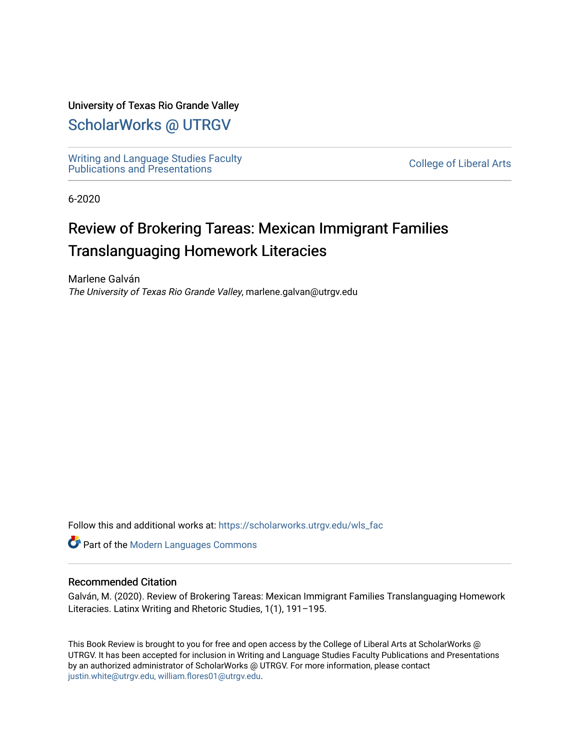University of Texas Rio Grande Valley

# ScholarWorks @ UTRGV

Writing and Language Studies Faculty Publications and Presentations

College of Liberal Arts

6-2020

# Review of Brokering Tareas: Mexican Immigrant Families Translanguaging Homework Literacies

Marlene Galván
*The University of Texas Rio Grande Valley*, marlene.galvan@utrgv.edu

Follow this and additional works at: https://scholarworks.utrgv.edu/wls_fac

Part of the Modern Languages Commons

## Recommended Citation

Galván, M. (2020). Review of Brokering Tareas: Mexican Immigrant Families Translanguaging Homework Literacies. Latinx Writing and Rhetoric Studies, 1(1), 191–195.

This Book Review is brought to you for free and open access by the College of Liberal Arts at ScholarWorks @ UTRGV. It has been accepted for inclusion in Writing and Language Studies Faculty Publications and Presentations by an authorized administrator of ScholarWorks @ UTRGV. For more information, please contact justin.white@utrgv.edu, william.flores01@utrgv.edu.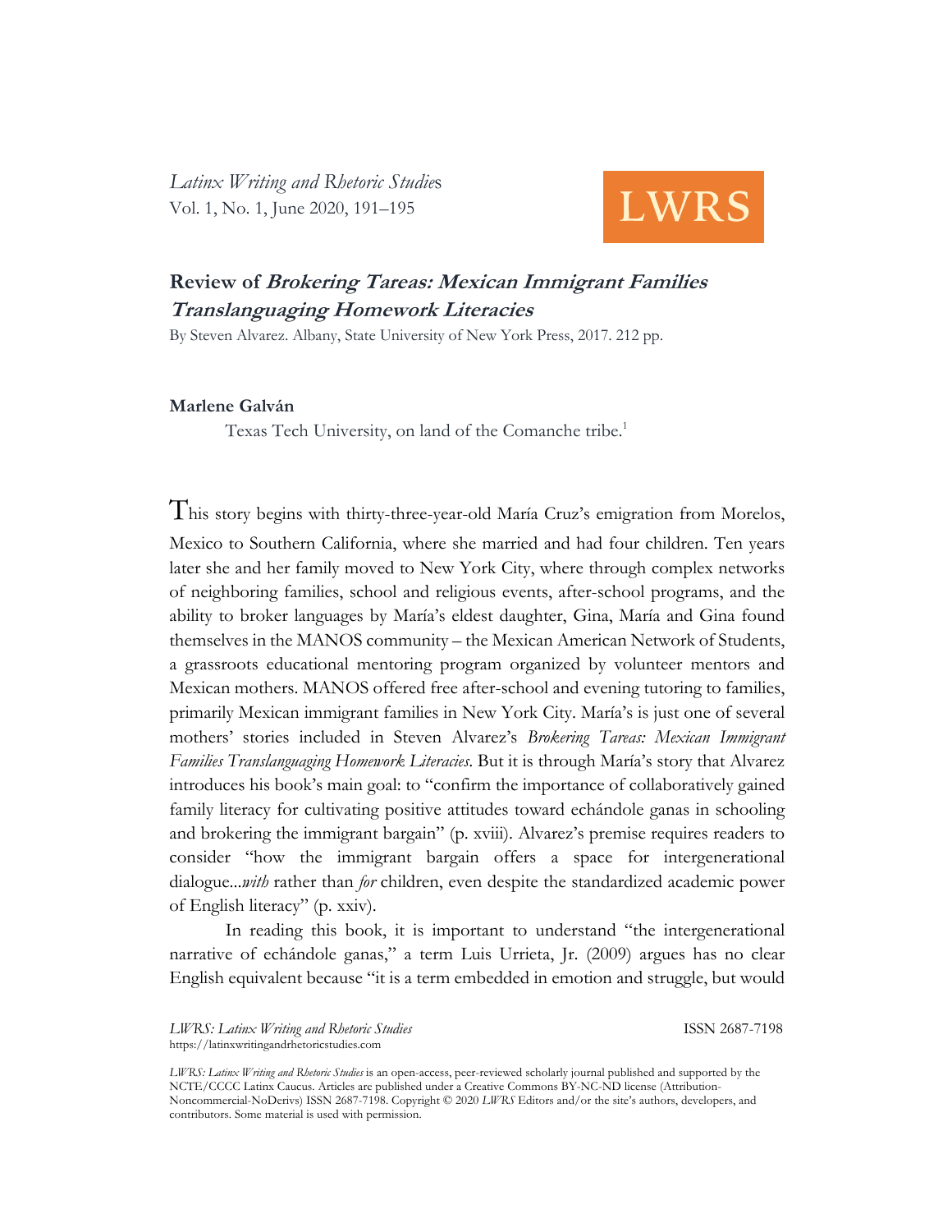*Latinx Writing and Rhetoric Studies*
Vol. 1, No. 1, June 2020, 191–195

LWRS

## Review of *Brokering Tareas: Mexican Immigrant Families Translanguaging Homework Literacies*

By Steven Alvarez. Albany, State University of New York Press, 2017. 212 pp.

**Marlene Galván**

Texas Tech University, on land of the Comanche tribe.[1]

This story begins with thirty-three-year-old María Cruz's emigration from Morelos, Mexico to Southern California, where she married and had four children. Ten years later she and her family moved to New York City, where through complex networks of neighboring families, school and religious events, after-school programs, and the ability to broker languages by María's eldest daughter, Gina, María and Gina found themselves in the MANOS community – the Mexican American Network of Students, a grassroots educational mentoring program organized by volunteer mentors and Mexican mothers. MANOS offered free after-school and evening tutoring to families, primarily Mexican immigrant families in New York City. María's is just one of several mothers' stories included in Steven Alvarez's *Brokering Tareas: Mexican Immigrant Families Translanguaging Homework Literacies*. But it is through María's story that Alvarez introduces his book's main goal: to "confirm the importance of collaboratively gained family literacy for cultivating positive attitudes toward echándole ganas in schooling and brokering the immigrant bargain" (p. xviii). Alvarez's premise requires readers to consider "how the immigrant bargain offers a space for intergenerational dialogue...*with* rather than *for* children, even despite the standardized academic power of English literacy" (p. xxiv).

In reading this book, it is important to understand "the intergenerational narrative of echándole ganas," a term Luis Urrieta, Jr. (2009) argues has no clear English equivalent because "it is a term embedded in emotion and struggle, but would

*LWRS: Latinx Writing and Rhetoric Studies* ISSN 2687-7198
https://latinxwritingandrhetoricstudies.com

*LWRS: Latinx Writing and Rhetoric Studies* is an open-access, peer-reviewed scholarly journal published and supported by the NCTE/CCCC Latinx Caucus. Articles are published under a Creative Commons BY-NC-ND license (Attribution-Noncommercial-NoDerivs) ISSN 2687-7198. Copyright © 2020 *LWRS* Editors and/or the site's authors, developers, and contributors. Some material is used with permission.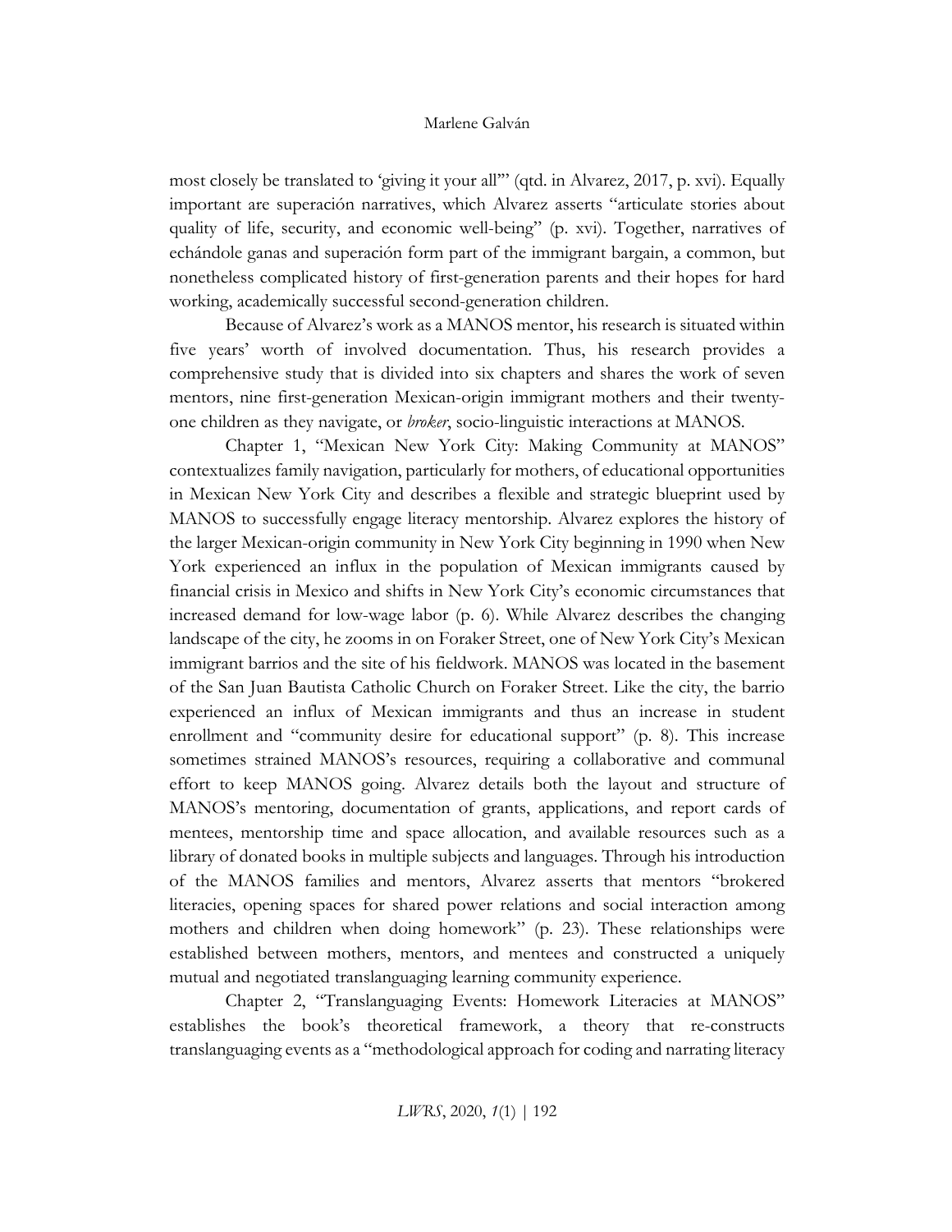most closely be translated to 'giving it your all'" (qtd. in Alvarez, 2017, p. xvi). Equally important are superación narratives, which Alvarez asserts "articulate stories about quality of life, security, and economic well-being" (p. xvi). Together, narratives of echándole ganas and superación form part of the immigrant bargain, a common, but nonetheless complicated history of first-generation parents and their hopes for hard working, academically successful second-generation children.

Because of Alvarez's work as a MANOS mentor, his research is situated within five years' worth of involved documentation. Thus, his research provides a comprehensive study that is divided into six chapters and shares the work of seven mentors, nine first-generation Mexican-origin immigrant mothers and their twenty-one children as they navigate, or *broker*, socio-linguistic interactions at MANOS.

Chapter 1, "Mexican New York City: Making Community at MANOS" contextualizes family navigation, particularly for mothers, of educational opportunities in Mexican New York City and describes a flexible and strategic blueprint used by MANOS to successfully engage literacy mentorship. Alvarez explores the history of the larger Mexican-origin community in New York City beginning in 1990 when New York experienced an influx in the population of Mexican immigrants caused by financial crisis in Mexico and shifts in New York City's economic circumstances that increased demand for low-wage labor (p. 6). While Alvarez describes the changing landscape of the city, he zooms in on Foraker Street, one of New York City's Mexican immigrant barrios and the site of his fieldwork. MANOS was located in the basement of the San Juan Bautista Catholic Church on Foraker Street. Like the city, the barrio experienced an influx of Mexican immigrants and thus an increase in student enrollment and "community desire for educational support" (p. 8). This increase sometimes strained MANOS's resources, requiring a collaborative and communal effort to keep MANOS going. Alvarez details both the layout and structure of MANOS's mentoring, documentation of grants, applications, and report cards of mentees, mentorship time and space allocation, and available resources such as a library of donated books in multiple subjects and languages. Through his introduction of the MANOS families and mentors, Alvarez asserts that mentors "brokered literacies, opening spaces for shared power relations and social interaction among mothers and children when doing homework" (p. 23). These relationships were established between mothers, mentors, and mentees and constructed a uniquely mutual and negotiated translanguaging learning community experience.

Chapter 2, "Translanguaging Events: Homework Literacies at MANOS" establishes the book's theoretical framework, a theory that re-constructs translanguaging events as a "methodological approach for coding and narrating literacy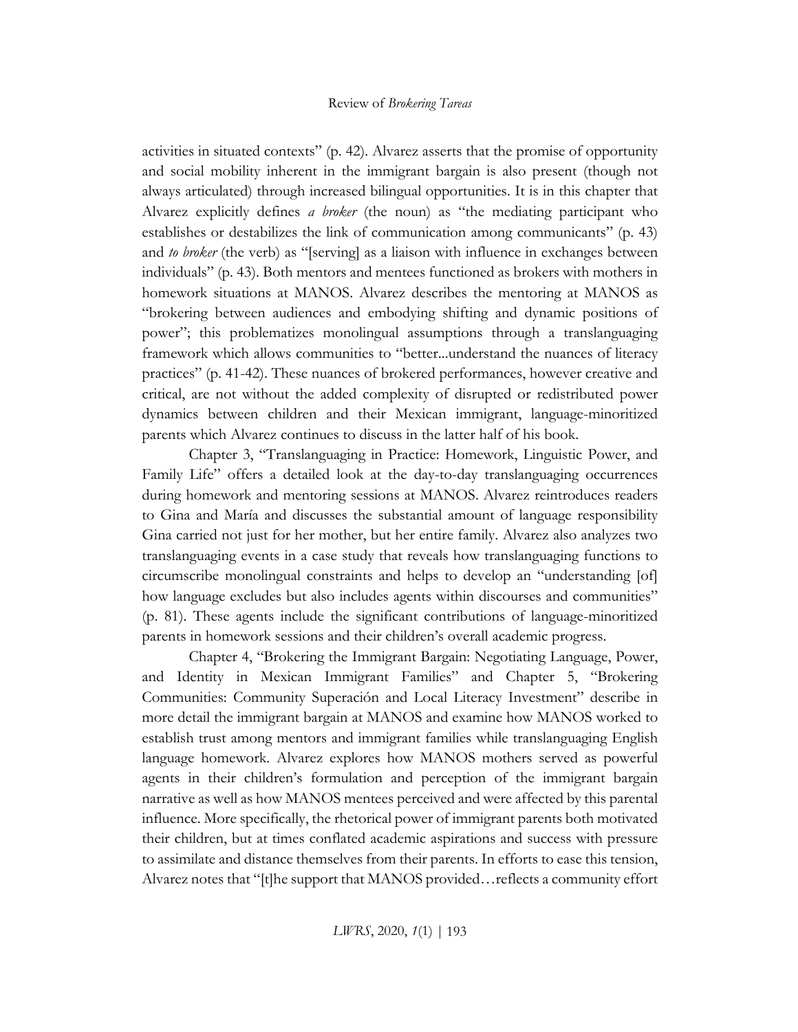activities in situated contexts" (p. 42). Alvarez asserts that the promise of opportunity and social mobility inherent in the immigrant bargain is also present (though not always articulated) through increased bilingual opportunities. It is in this chapter that Alvarez explicitly defines *a broker* (the noun) as "the mediating participant who establishes or destabilizes the link of communication among communicants" (p. 43) and *to broker* (the verb) as "[serving] as a liaison with influence in exchanges between individuals" (p. 43). Both mentors and mentees functioned as brokers with mothers in homework situations at MANOS. Alvarez describes the mentoring at MANOS as "brokering between audiences and embodying shifting and dynamic positions of power"; this problematizes monolingual assumptions through a translanguaging framework which allows communities to "better...understand the nuances of literacy practices" (p. 41-42). These nuances of brokered performances, however creative and critical, are not without the added complexity of disrupted or redistributed power dynamics between children and their Mexican immigrant, language-minoritized parents which Alvarez continues to discuss in the latter half of his book.

Chapter 3, "Translanguaging in Practice: Homework, Linguistic Power, and Family Life" offers a detailed look at the day-to-day translanguaging occurrences during homework and mentoring sessions at MANOS. Alvarez reintroduces readers to Gina and María and discusses the substantial amount of language responsibility Gina carried not just for her mother, but her entire family. Alvarez also analyzes two translanguaging events in a case study that reveals how translanguaging functions to circumscribe monolingual constraints and helps to develop an "understanding [of] how language excludes but also includes agents within discourses and communities" (p. 81). These agents include the significant contributions of language-minoritized parents in homework sessions and their children's overall academic progress.

Chapter 4, "Brokering the Immigrant Bargain: Negotiating Language, Power, and Identity in Mexican Immigrant Families" and Chapter 5, "Brokering Communities: Community Superación and Local Literacy Investment" describe in more detail the immigrant bargain at MANOS and examine how MANOS worked to establish trust among mentors and immigrant families while translanguaging English language homework. Alvarez explores how MANOS mothers served as powerful agents in their children's formulation and perception of the immigrant bargain narrative as well as how MANOS mentees perceived and were affected by this parental influence. More specifically, the rhetorical power of immigrant parents both motivated their children, but at times conflated academic aspirations and success with pressure to assimilate and distance themselves from their parents. In efforts to ease this tension, Alvarez notes that "[t]he support that MANOS provided…reflects a community effort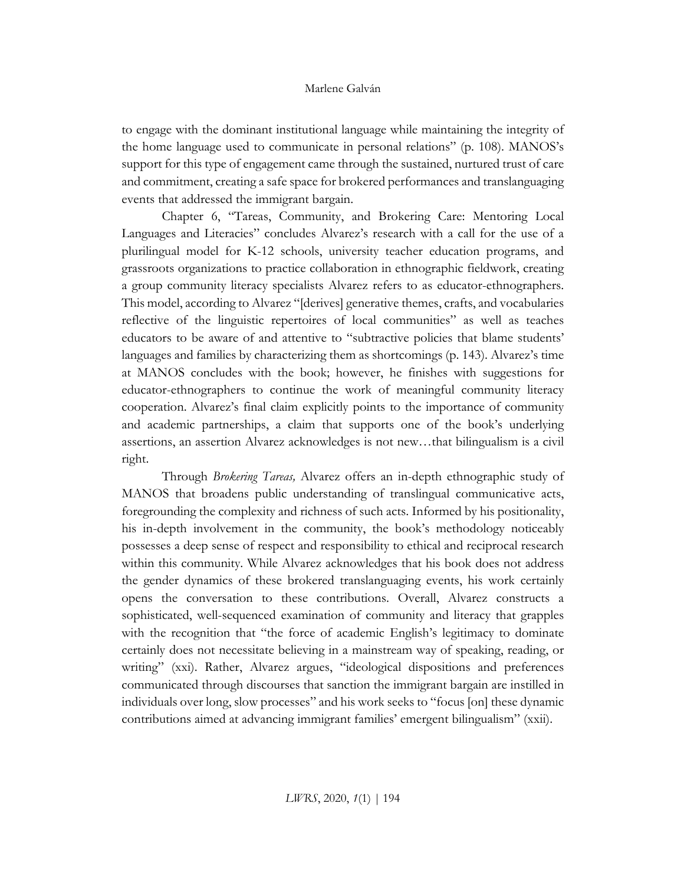to engage with the dominant institutional language while maintaining the integrity of the home language used to communicate in personal relations" (p. 108). MANOS's support for this type of engagement came through the sustained, nurtured trust of care and commitment, creating a safe space for brokered performances and translanguaging events that addressed the immigrant bargain.

Chapter 6, "Tareas, Community, and Brokering Care: Mentoring Local Languages and Literacies" concludes Alvarez's research with a call for the use of a plurilingual model for K-12 schools, university teacher education programs, and grassroots organizations to practice collaboration in ethnographic fieldwork, creating a group community literacy specialists Alvarez refers to as educator-ethnographers. This model, according to Alvarez "[derives] generative themes, crafts, and vocabularies reflective of the linguistic repertoires of local communities" as well as teaches educators to be aware of and attentive to "subtractive policies that blame students' languages and families by characterizing them as shortcomings (p. 143). Alvarez's time at MANOS concludes with the book; however, he finishes with suggestions for educator-ethnographers to continue the work of meaningful community literacy cooperation. Alvarez's final claim explicitly points to the importance of community and academic partnerships, a claim that supports one of the book's underlying assertions, an assertion Alvarez acknowledges is not new…that bilingualism is a civil right.

Through *Brokering Tareas,* Alvarez offers an in-depth ethnographic study of MANOS that broadens public understanding of translingual communicative acts, foregrounding the complexity and richness of such acts. Informed by his positionality, his in-depth involvement in the community, the book's methodology noticeably possesses a deep sense of respect and responsibility to ethical and reciprocal research within this community. While Alvarez acknowledges that his book does not address the gender dynamics of these brokered translanguaging events, his work certainly opens the conversation to these contributions. Overall, Alvarez constructs a sophisticated, well-sequenced examination of community and literacy that grapples with the recognition that "the force of academic English's legitimacy to dominate certainly does not necessitate believing in a mainstream way of speaking, reading, or writing" (xxi). Rather, Alvarez argues, "ideological dispositions and preferences communicated through discourses that sanction the immigrant bargain are instilled in individuals over long, slow processes" and his work seeks to "focus [on] these dynamic contributions aimed at advancing immigrant families' emergent bilingualism" (xxii).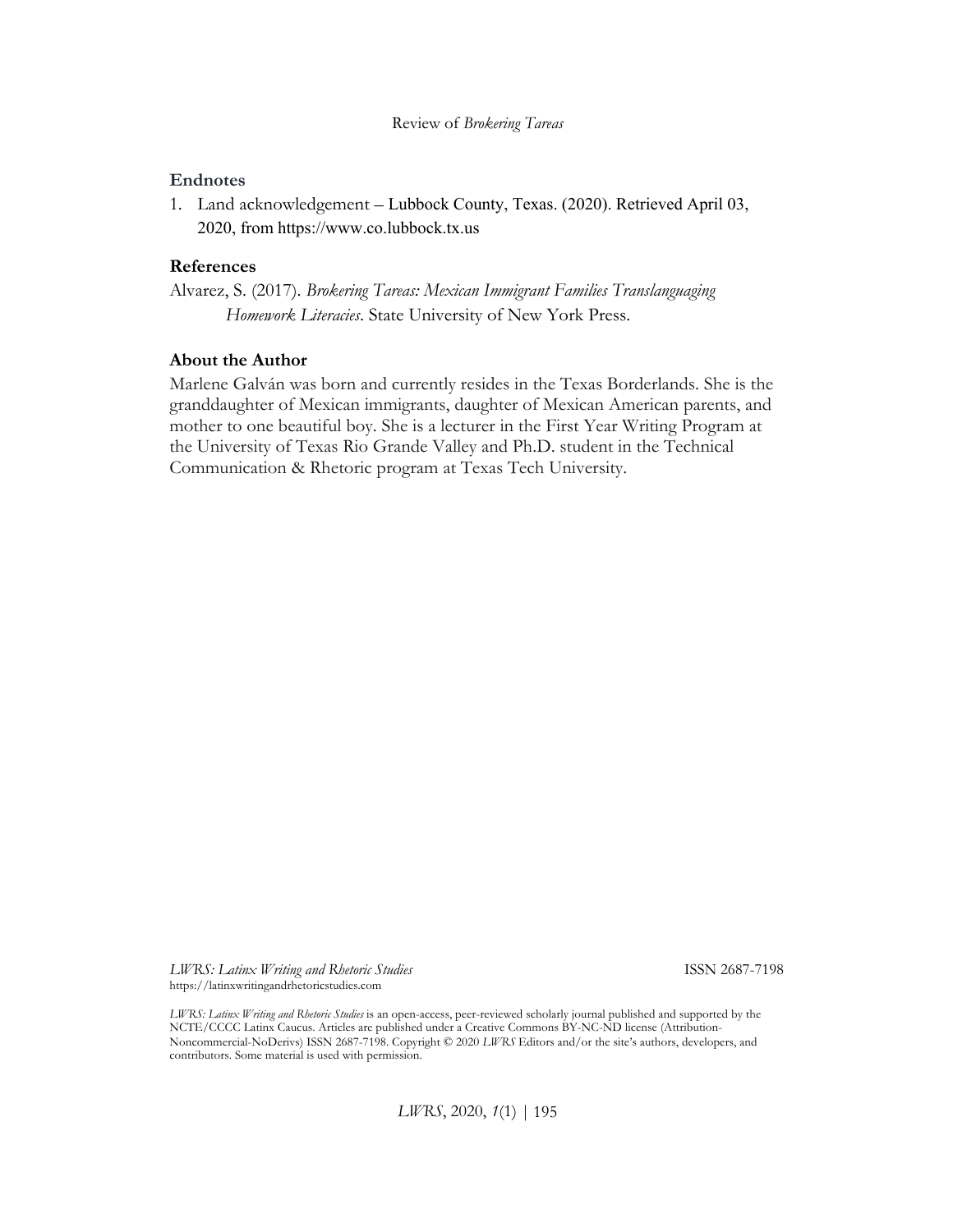## Endnotes

1. Land acknowledgement – Lubbock County, Texas. (2020). Retrieved April 03, 2020, from https://www.co.lubbock.tx.us

## References

Alvarez, S. (2017). *Brokering Tareas: Mexican Immigrant Families Translanguaging Homework Literacies*. State University of New York Press.

## About the Author

Marlene Galván was born and currently resides in the Texas Borderlands. She is the granddaughter of Mexican immigrants, daughter of Mexican American parents, and mother to one beautiful boy. She is a lecturer in the First Year Writing Program at the University of Texas Rio Grande Valley and Ph.D. student in the Technical Communication & Rhetoric program at Texas Tech University.

*LWRS: Latinx Writing and Rhetoric Studies* ISSN 2687-7198
https://latinxwritingandrhetoricstudies.com

*LWRS: Latinx Writing and Rhetoric Studies* is an open-access, peer-reviewed scholarly journal published and supported by the NCTE/CCCC Latinx Caucus. Articles are published under a Creative Commons BY-NC-ND license (Attribution-Noncommercial-NoDerivs) ISSN 2687-7198. Copyright © 2020 *LWRS* Editors and/or the site's authors, developers, and contributors. Some material is used with permission.